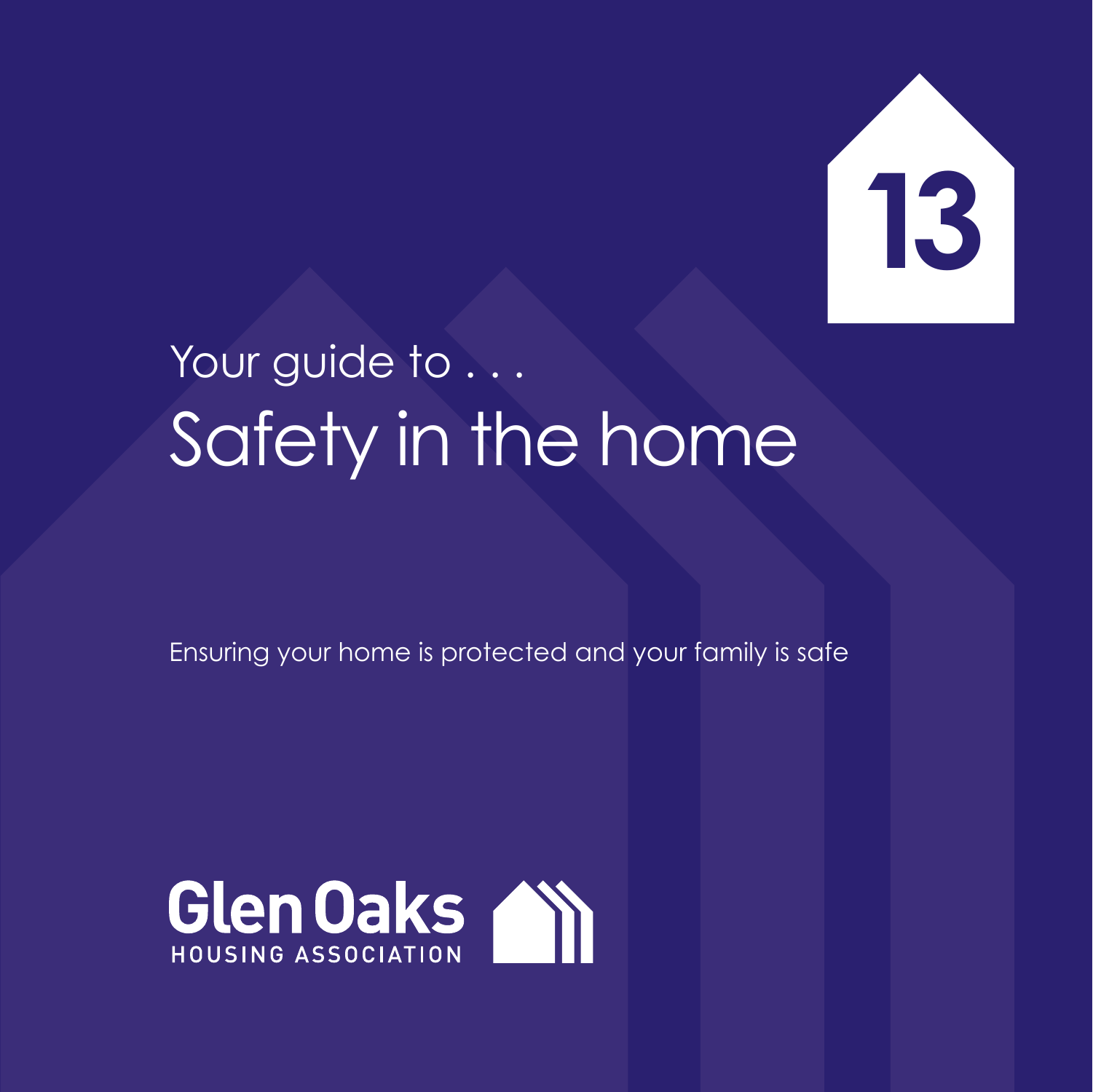13

Your guide to . . .

# Safety in the home

Ensuring your home is protected and your family is safe

Glen Oaks
HOUSING ASSOCIATION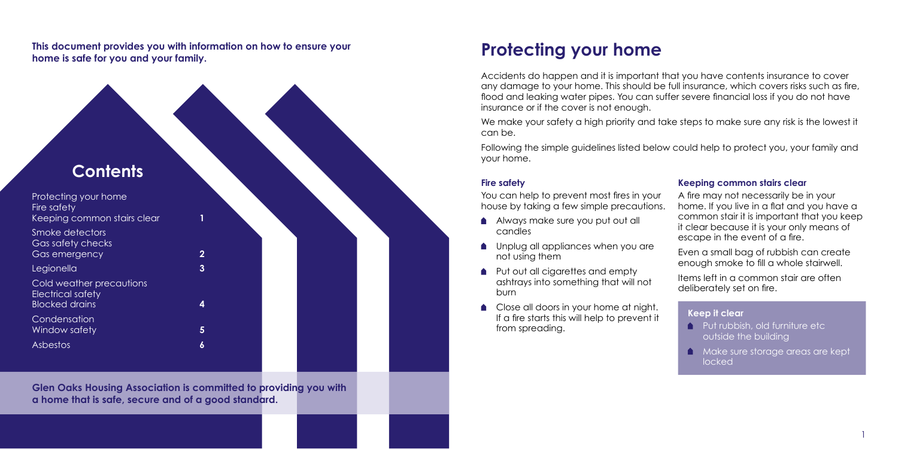**This document provides you with information on how to ensure your home is safe for you and your family.**

## Contents

| | |
|---|---|
| Protecting your home<br>Fire safety<br>Keeping common stairs clear | 1 |
| Smoke detectors<br>Gas safety checks<br>Gas emergency | 2 |
| Legionella | 3 |
| Cold weather precautions<br>Electrical safety<br>Blocked drains | 4 |
| Condensation<br>Window safety | 5 |
| Asbestos | 6 |

**Glen Oaks Housing Association is committed to providing you with a home that is safe, secure and of a good standard.**

# Protecting your home

Accidents do happen and it is important that you have contents insurance to cover any damage to your home. This should be full insurance, which covers risks such as fire, flood and leaking water pipes. You can suffer severe financial loss if you do not have insurance or if the cover is not enough.

We make your safety a high priority and take steps to make sure any risk is the lowest it can be.

Following the simple guidelines listed below could help to protect you, your family and your home.

### Fire safety

You can help to prevent most fires in your house by taking a few simple precautions.

- Always make sure you put out all candles
- Unplug all appliances when you are not using them
- Put out all cigarettes and empty ashtrays into something that will not burn
- Close all doors in your home at night. If a fire starts this will help to prevent it from spreading.

### Keeping common stairs clear

A fire may not necessarily be in your home. If you live in a flat and you have a common stair it is important that you keep it clear because it is your only means of escape in the event of a fire.

Even a small bag of rubbish can create enough smoke to fill a whole stairwell.

Items left in a common stair are often deliberately set on fire.

**Keep it clear**

- Put rubbish, old furniture etc outside the building
- Make sure storage areas are kept locked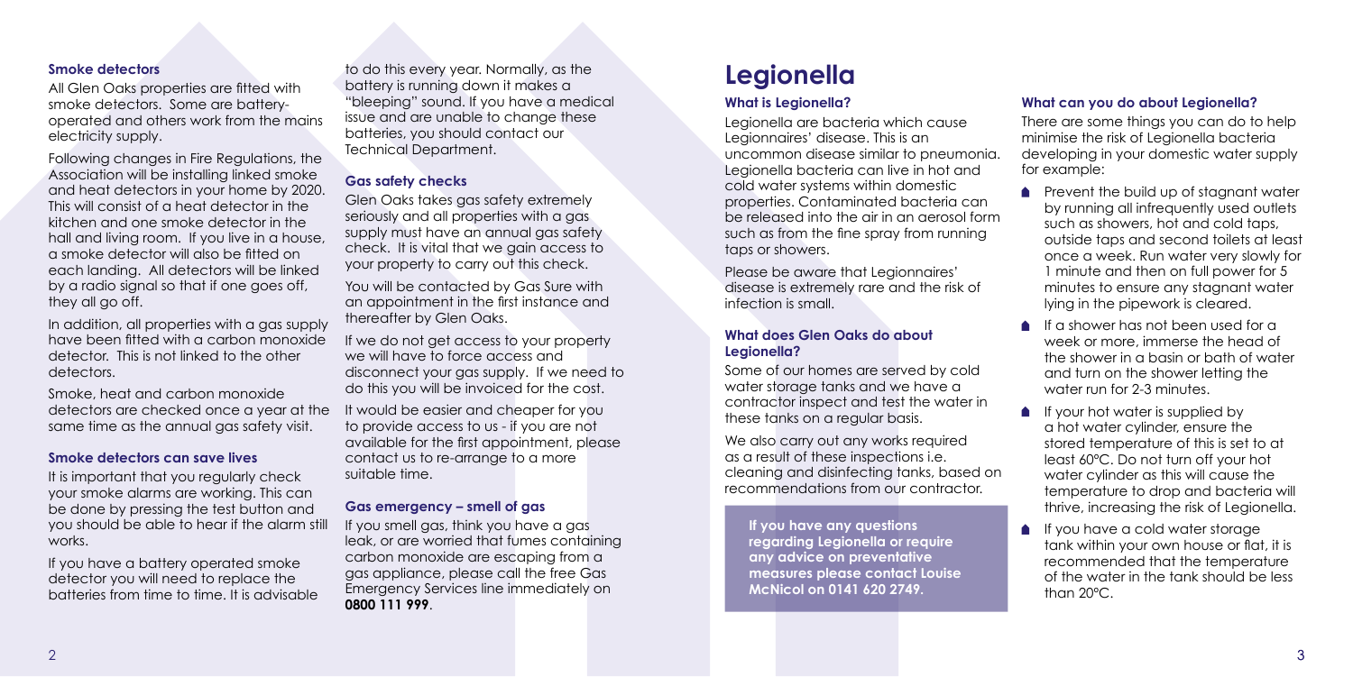### Smoke detectors

All Glen Oaks properties are fitted with smoke detectors. Some are battery-operated and others work from the mains electricity supply.

Following changes in Fire Regulations, the Association will be installing linked smoke and heat detectors in your home by 2020. This will consist of a heat detector in the kitchen and one smoke detector in the hall and living room. If you live in a house, a smoke detector will also be fitted on each landing. All detectors will be linked by a radio signal so that if one goes off, they all go off.

In addition, all properties with a gas supply have been fitted with a carbon monoxide detector. This is not linked to the other detectors.

Smoke, heat and carbon monoxide detectors are checked once a year at the same time as the annual gas safety visit.

### Smoke detectors can save lives

It is important that you regularly check your smoke alarms are working. This can be done by pressing the test button and you should be able to hear if the alarm still works.

If you have a battery operated smoke detector you will need to replace the batteries from time to time. It is advisable to do this every year. Normally, as the battery is running down it makes a "bleeping" sound. If you have a medical issue and are unable to change these batteries, you should contact our Technical Department.

### Gas safety checks

Glen Oaks takes gas safety extremely seriously and all properties with a gas supply must have an annual gas safety check. It is vital that we gain access to your property to carry out this check.

You will be contacted by Gas Sure with an appointment in the first instance and thereafter by Glen Oaks.

If we do not get access to your property we will have to force access and disconnect your gas supply. If we need to do this you will be invoiced for the cost.

It would be easier and cheaper for you to provide access to us - if you are not available for the first appointment, please contact us to re-arrange to a more suitable time.

### Gas emergency – smell of gas

If you smell gas, think you have a gas leak, or are worried that fumes containing carbon monoxide are escaping from a gas appliance, please call the free Gas Emergency Services line immediately on **0800 111 999**.

# Legionella

### What is Legionella?

Legionella are bacteria which cause Legionnaires' disease. This is an uncommon disease similar to pneumonia. Legionella bacteria can live in hot and cold water systems within domestic properties. Contaminated bacteria can be released into the air in an aerosol form such as from the fine spray from running taps or showers.

Please be aware that Legionnaires' disease is extremely rare and the risk of infection is small.

### What does Glen Oaks do about Legionella?

Some of our homes are served by cold water storage tanks and we have a contractor inspect and test the water in these tanks on a regular basis.

We also carry out any works required as a result of these inspections i.e. cleaning and disinfecting tanks, based on recommendations from our contractor.

**If you have any questions regarding Legionella or require any advice on preventative measures please contact Louise McNicol on 0141 620 2749.**

### What can you do about Legionella?

There are some things you can do to help minimise the risk of Legionella bacteria developing in your domestic water supply for example:

- Prevent the build up of stagnant water by running all infrequently used outlets such as showers, hot and cold taps, outside taps and second toilets at least once a week. Run water very slowly for 1 minute and then on full power for 5 minutes to ensure any stagnant water lying in the pipework is cleared.
- If a shower has not been used for a week or more, immerse the head of the shower in a basin or bath of water and turn on the shower letting the water run for 2-3 minutes.
- If your hot water is supplied by a hot water cylinder, ensure the stored temperature of this is set to at least 60°C. Do not turn off your hot water cylinder as this will cause the temperature to drop and bacteria will thrive, increasing the risk of Legionella.
- If you have a cold water storage tank within your own house or flat, it is recommended that the temperature of the water in the tank should be less than 20°C.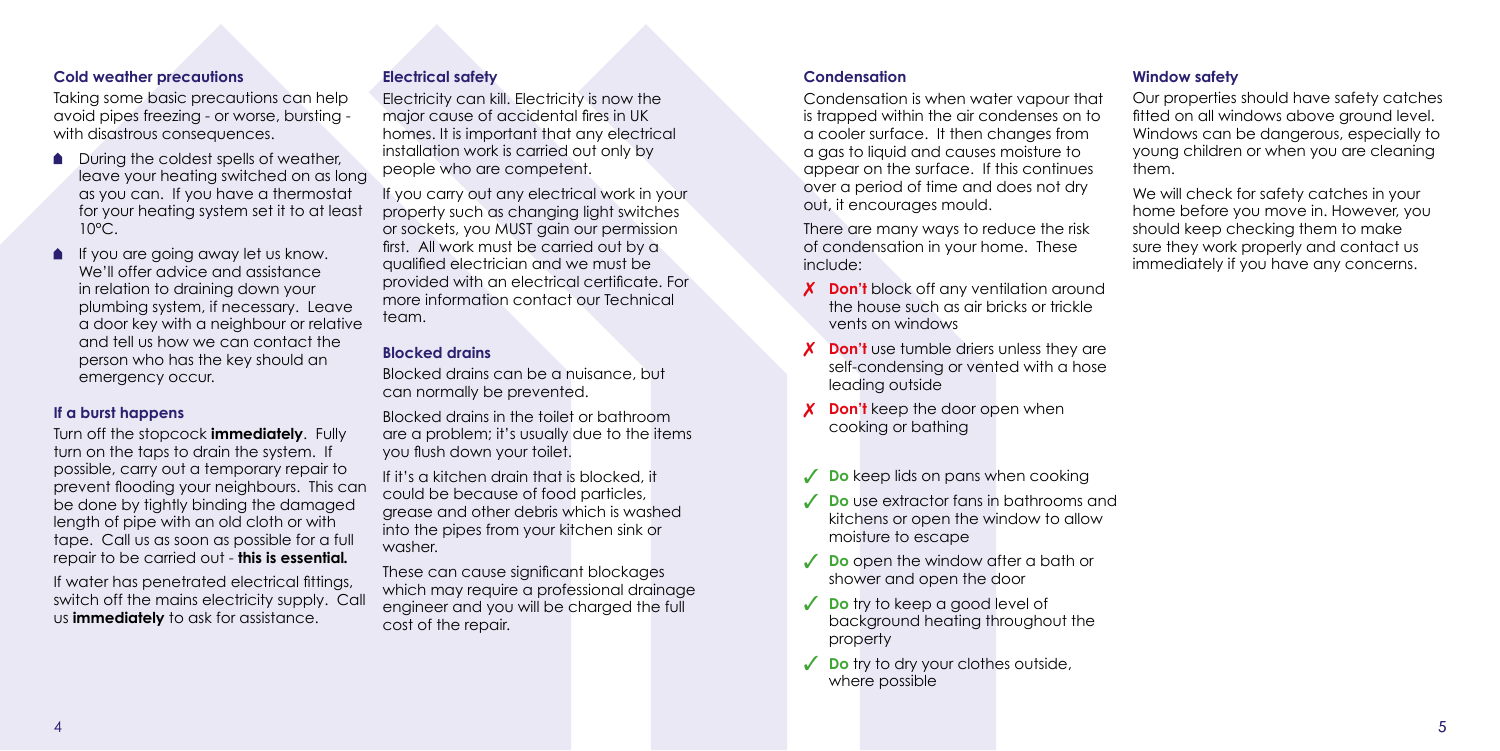### Cold weather precautions

Taking some basic precautions can help avoid pipes freezing - or worse, bursting - with disastrous consequences.

- During the coldest spells of weather, leave your heating switched on as long as you can. If you have a thermostat for your heating system set it to at least 10°C.
- If you are going away let us know. We'll offer advice and assistance in relation to draining down your plumbing system, if necessary. Leave a door key with a neighbour or relative and tell us how we can contact the person who has the key should an emergency occur.

### If a burst happens

Turn off the stopcock **immediately**. Fully turn on the taps to drain the system. If possible, carry out a temporary repair to prevent flooding your neighbours. This can be done by tightly binding the damaged length of pipe with an old cloth or with tape. Call us as soon as possible for a full repair to be carried out - **this is essential.**

If water has penetrated electrical fittings, switch off the mains electricity supply. Call us **immediately** to ask for assistance.

### Electrical safety

Electricity can kill. Electricity is now the major cause of accidental fires in UK homes. It is important that any electrical installation work is carried out only by people who are competent.

If you carry out any electrical work in your property such as changing light switches or sockets, you MUST gain our permission first. All work must be carried out by a qualified electrician and we must be provided with an electrical certificate. For more information contact our Technical team.

### Blocked drains

Blocked drains can be a nuisance, but can normally be prevented.

Blocked drains in the toilet or bathroom are a problem; it's usually due to the items you flush down your toilet.

If it's a kitchen drain that is blocked, it could be because of food particles, grease and other debris which is washed into the pipes from your kitchen sink or washer.

These can cause significant blockages which may require a professional drainage engineer and you will be charged the full cost of the repair.

### Condensation

Condensation is when water vapour that is trapped within the air condenses on to a cooler surface. It then changes from a gas to liquid and causes moisture to appear on the surface. If this continues over a period of time and does not dry out, it encourages mould.

There are many ways to reduce the risk of condensation in your home. These include:

- ✗ **Don't** block off any ventilation around the house such as air bricks or trickle vents on windows
- ✗ **Don't** use tumble driers unless they are self-condensing or vented with a hose leading outside
- ✗ **Don't** keep the door open when cooking or bathing

- ✓ **Do** keep lids on pans when cooking
- ✓ **Do** use extractor fans in bathrooms and kitchens or open the window to allow moisture to escape
- ✓ **Do** open the window after a bath or shower and open the door
- ✓ **Do** try to keep a good level of background heating throughout the property
- ✓ **Do** try to dry your clothes outside, where possible

### Window safety

Our properties should have safety catches fitted on all windows above ground level. Windows can be dangerous, especially to young children or when you are cleaning them.

We will check for safety catches in your home before you move in. However, you should keep checking them to make sure they work properly and contact us immediately if you have any concerns.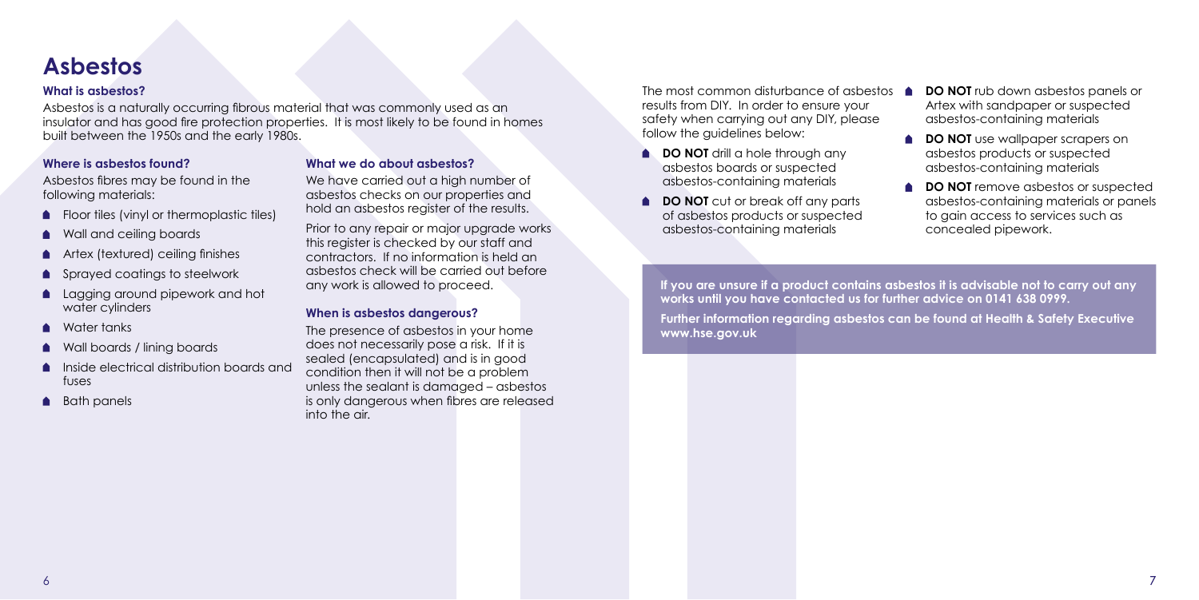# Asbestos

### What is asbestos?

Asbestos is a naturally occurring fibrous material that was commonly used as an insulator and has good fire protection properties. It is most likely to be found in homes built between the 1950s and the early 1980s.

### Where is asbestos found?

Asbestos fibres may be found in the following materials:

- Floor tiles (vinyl or thermoplastic tiles)
- Wall and ceiling boards
- Artex (textured) ceiling finishes
- Sprayed coatings to steelwork
- Lagging around pipework and hot water cylinders
- Water tanks
- Wall boards / lining boards
- Inside electrical distribution boards and fuses
- Bath panels

### What we do about asbestos?

We have carried out a high number of asbestos checks on our properties and hold an asbestos register of the results.

Prior to any repair or major upgrade works this register is checked by our staff and contractors. If no information is held an asbestos check will be carried out before any work is allowed to proceed.

### When is asbestos dangerous?

The presence of asbestos in your home does not necessarily pose a risk. If it is sealed (encapsulated) and is in good condition then it will not be a problem unless the sealant is damaged – asbestos is only dangerous when fibres are released into the air.

The most common disturbance of asbestos results from DIY. In order to ensure your safety when carrying out any DIY, please follow the guidelines below:

- **DO NOT** drill a hole through any asbestos boards or suspected asbestos-containing materials
- **DO NOT** cut or break off any parts of asbestos products or suspected asbestos-containing materials
- **DO NOT** rub down asbestos panels or Artex with sandpaper or suspected asbestos-containing materials
- **DO NOT** use wallpaper scrapers on asbestos products or suspected asbestos-containing materials
- **DO NOT** remove asbestos or suspected asbestos-containing materials or panels to gain access to services such as concealed pipework.

**If you are unsure if a product contains asbestos it is advisable not to carry out any works until you have contacted us for further advice on 0141 638 0999.**

**Further information regarding asbestos can be found at Health & Safety Executive www.hse.gov.uk**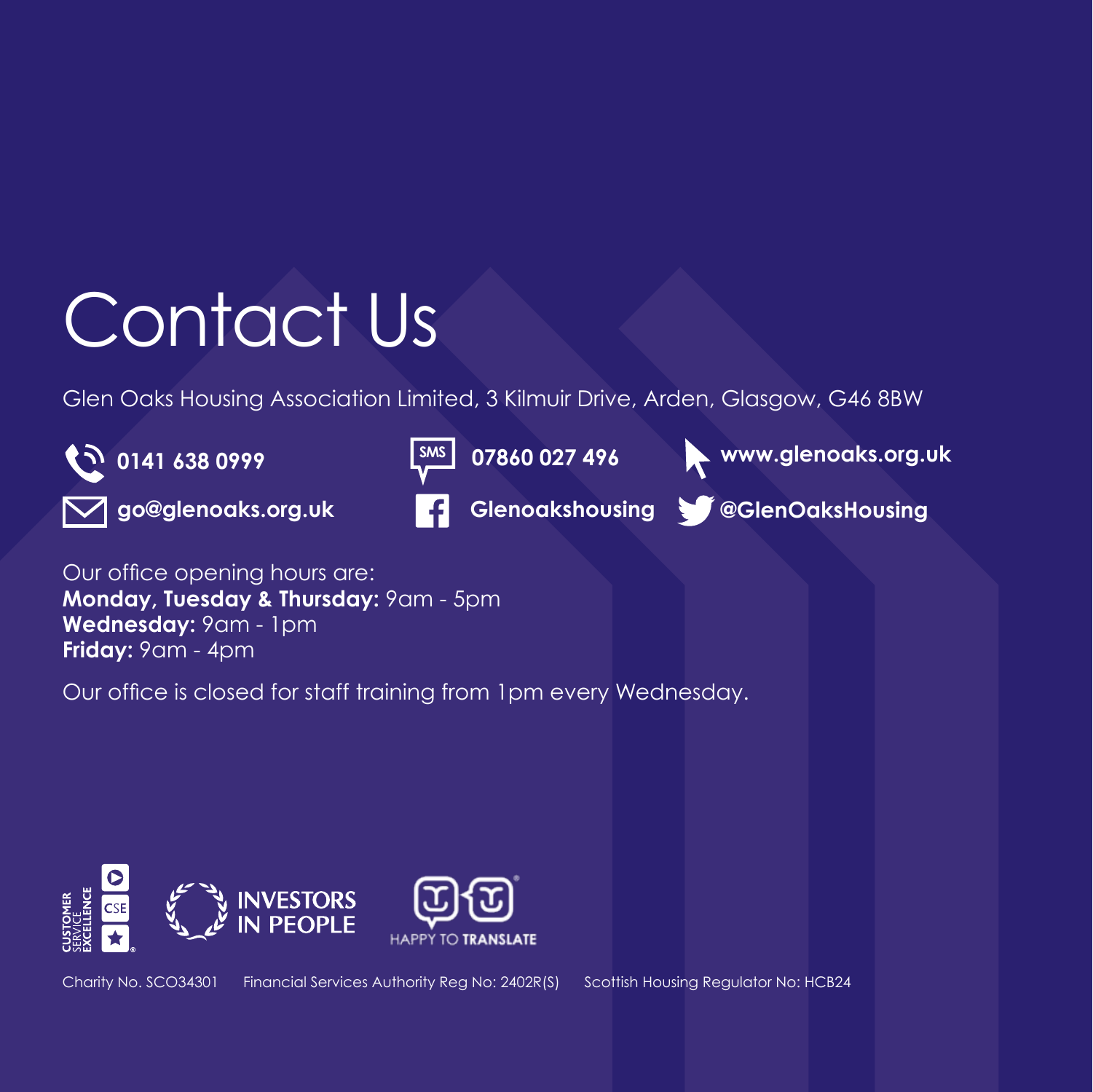# Contact Us

Glen Oaks Housing Association Limited, 3 Kilmuir Drive, Arden, Glasgow, G46 8BW

**0141 638 0999**

**07860 027 496**

**www.glenoaks.org.uk**

**go@glenoaks.org.uk**

**Glenoakshousing**

**@GlenOaksHousing**

Our office opening hours are:
**Monday, Tuesday & Thursday:** 9am - 5pm
**Wednesday:** 9am - 1pm
**Friday:** 9am - 4pm

Our office is closed for staff training from 1pm every Wednesday.

CUSTOMER SERVICE EXCELLENCE CSE

INVESTORS IN PEOPLE

HAPPY TO TRANSLATE

Charity No. SCO34301 Financial Services Authority Reg No: 2402R(S) Scottish Housing Regulator No: HCB24